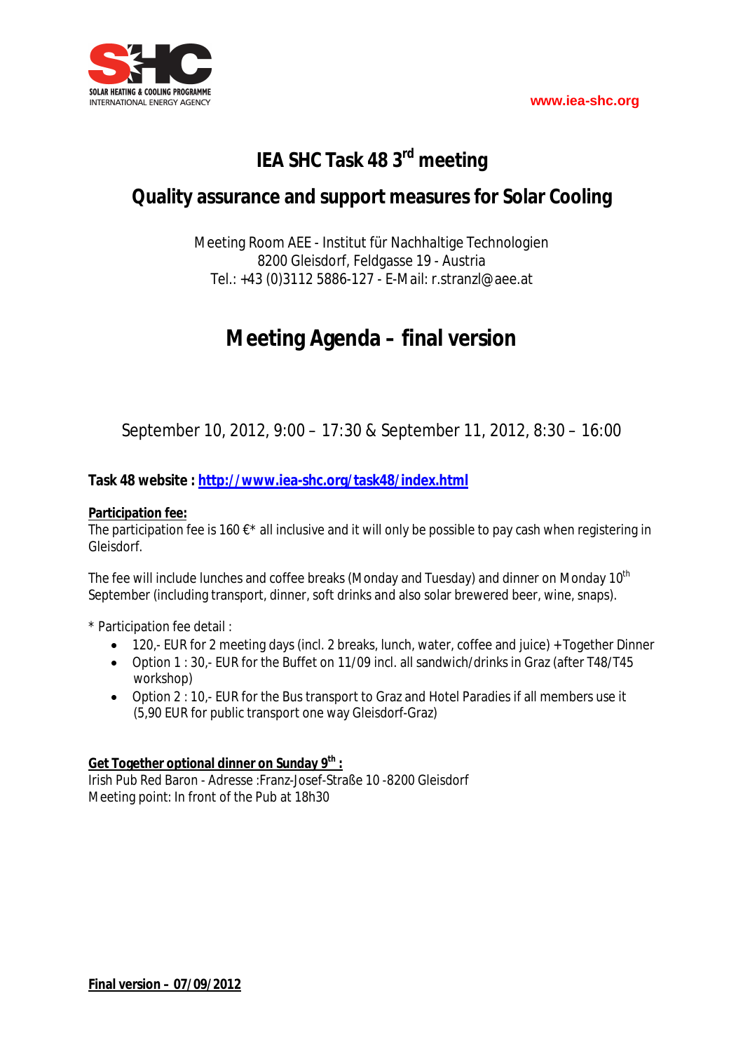# IEA SHC Task 48 3rd meeting

## Quality assurance and support measures for Solar Cooling

Meeting Room AEE - Institut für Nachhaltige Technologien
8200 Gleisdorf, Feldgasse 19 - Austria
Tel.: +43 (0)3112 5886-127 - E-Mail: r.stranzl@aee.at

# Meeting Agenda – final version

September 10, 2012, 9:00 – 17:30 & September 11, 2012, 8:30 – 16:00

**Task 48 website : [http://www.iea-shc.org/task48/index.html](http://www.iea-shc.org/task48/index.html)**

**Participation fee:**
The participation fee is 160 €* all inclusive and it will only be possible to pay cash when registering in Gleisdorf.

The fee will include lunches and coffee breaks (Monday and Tuesday) and dinner on Monday 10th September (including transport, dinner, soft drinks and also solar brewered beer, wine, snaps).

* Participation fee detail :

- 120,- EUR for 2 meeting days (incl. 2 breaks, lunch, water, coffee and juice) + Together Dinner
- Option 1 : 30,- EUR for the Buffet on 11/09 incl. all sandwich/drinks in Graz (after T48/T45 workshop)
- Option 2 : 10,- EUR for the Bus transport to Graz and Hotel Paradies if all members use it (5,90 EUR for public transport one way Gleisdorf-Graz)

**Get Together optional dinner on Sunday 9th :**
Irish Pub Red Baron - Adresse :Franz-Josef-Straße 10 -8200 Gleisdorf
Meeting point: In front of the Pub at 18h30

**Final version – 07/09/2012**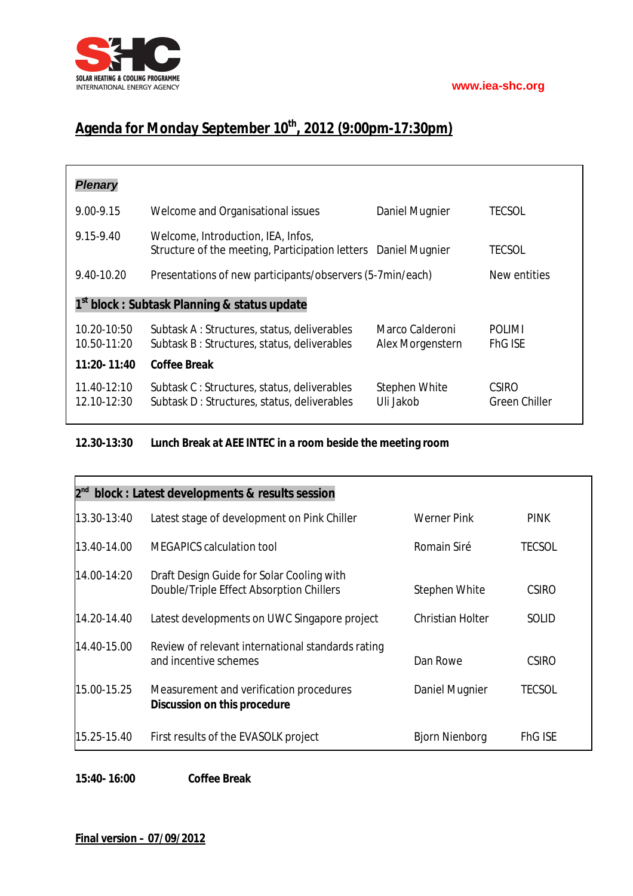SOLAR HEATING & COOLING PROGRAMME
INTERNATIONAL ENERGY AGENCY

www.iea-shc.org

# Agenda for Monday September 10th, 2012 (9:00pm-17:30pm)

| | | | |
|---|---|---|---|
| ***Plenary*** | | | |
| 9.00-9.15 | Welcome and Organisational issues | Daniel Mugnier | TECSOL |
| 9.15-9.40 | Welcome, Introduction, IEA, Infos, Structure of the meeting, Participation letters | Daniel Mugnier | TECSOL |
| 9.40-10.20 | Presentations of new participants/observers (5-7min/each) | | New entities |
| **1st block : Subtask Planning & status update** | | | |
| 10.20-10:50 | Subtask A : Structures, status, deliverables | Marco Calderoni | POLIMI |
| 10.50-11:20 | Subtask B : Structures, status, deliverables | Alex Morgenstern | FhG ISE |
| **11:20- 11:40** | **Coffee Break** | | |
| 11.40-12:10 | Subtask C : Structures, status, deliverables | Stephen White | CSIRO |
| 12.10-12:30 | Subtask D : Structures, status, deliverables | Uli Jakob | Green Chiller |

**12.30-13:30 Lunch Break at AEE INTEC in a room beside the meeting room**

| | | | |
|---|---|---|---|
| **2nd block : Latest developments & results session** | | | |
| 13.30-13:40 | Latest stage of development on Pink Chiller | Werner Pink | PINK |
| 13.40-14.00 | MEGAPICS calculation tool | Romain Siré | TECSOL |
| 14.00-14:20 | Draft Design Guide for Solar Cooling with Double/Triple Effect Absorption Chillers | Stephen White | CSIRO |
| 14.20-14.40 | Latest developments on UWC Singapore project | Christian Holter | SOLID |
| 14.40-15.00 | Review of relevant international standards rating and incentive schemes | Dan Rowe | CSIRO |
| 15.00-15.25 | Measurement and verification procedures **Discussion on this procedure** | Daniel Mugnier | TECSOL |
| 15.25-15.40 | First results of the EVASOLK project | Bjorn Nienborg | FhG ISE |

**15:40- 16:00 Coffee Break**

**Final version – 07/09/2012**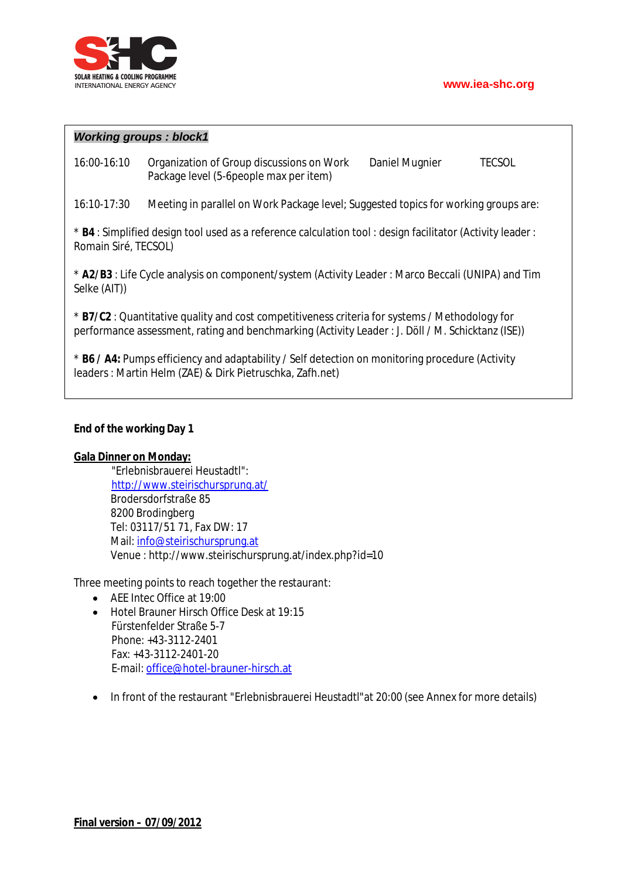***Working groups : block1***

| | | | |
|---|---|---|---|
| 16:00-16:10 | Organization of Group discussions on Work Package level (5-6people max per item) | Daniel Mugnier | TECSOL |

16:10-17:30 Meeting in parallel on Work Package level; Suggested topics for working groups are:

* **B4** : Simplified design tool used as a reference calculation tool : design facilitator (Activity leader : Romain Siré, TECSOL)

* **A2/B3** : Life Cycle analysis on component/system (Activity Leader : Marco Beccali (UNIPA) and Tim Selke (AIT))

* **B7/C2** : Quantitative quality and cost competitiveness criteria for systems / Methodology for performance assessment, rating and benchmarking (Activity Leader : J. Döll / M. Schicktanz (ISE))

* **B6 / A4:** Pumps efficiency and adaptability / Self detection on monitoring procedure (Activity leaders : Martin Helm (ZAE) & Dirk Pietruschka, Zafh.net)

**End of the working Day 1**

**Gala Dinner on Monday:**

"Erlebnisbrauerei Heustadtl":
http://www.steirischursprung.at/
Brodersdorfstraße 85
8200 Brodingberg
Tel: 03117/51 71, Fax DW: 17
Mail: info@steirischursprung.at
Venue : http://www.steirischursprung.at/index.php?id=10

Three meeting points to reach together the restaurant:

- AEE Intec Office at 19:00
- Hotel Brauner Hirsch Office Desk at 19:15
  Fürstenfelder Straße 5-7
  Phone: +43-3112-2401
  Fax: +43-3112-2401-20
  E-mail: office@hotel-brauner-hirsch.at

- In front of the restaurant "Erlebnisbrauerei Heustadtl"at 20:00 (see Annex for more details)

**Final version – 07/09/2012**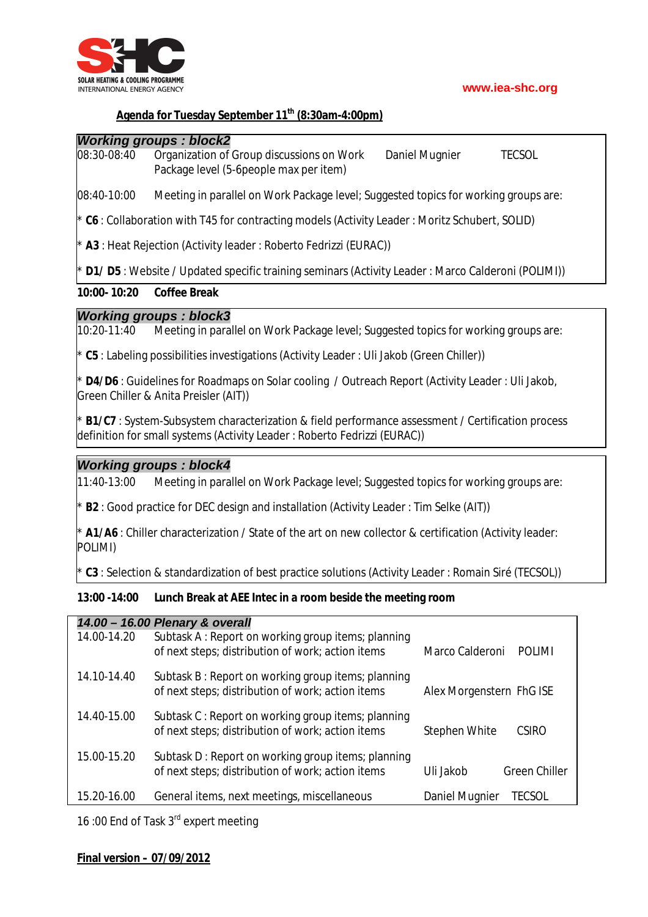SOLAR HEATING & COOLING PROGRAMME
INTERNATIONAL ENERGY AGENCY

www.iea-shc.org

## Agenda for Tuesday September 11th (8:30am-4:00pm)

***Working groups : block2***

| | | | |
|---|---|---|---|
| 08:30-08:40 | Organization of Group discussions on Work Package level (5-6people max per item) | Daniel Mugnier | TECSOL |

08:40-10:00 Meeting in parallel on Work Package level; Suggested topics for working groups are:

* **C6** : Collaboration with T45 for contracting models (Activity Leader : Moritz Schubert, SOLID)

* **A3** : Heat Rejection (Activity leader : Roberto Fedrizzi (EURAC))

* **D1/ D5** : Website / Updated specific training seminars (Activity Leader : Marco Calderoni (POLIMI))

**10:00- 10:20 Coffee Break**

***Working groups : block3***

10:20-11:40 Meeting in parallel on Work Package level; Suggested topics for working groups are:

* **C5** : Labeling possibilities investigations (Activity Leader : Uli Jakob (Green Chiller))

* **D4/D6** : Guidelines for Roadmaps on Solar cooling / Outreach Report (Activity Leader : Uli Jakob, Green Chiller & Anita Preisler (AIT))

* **B1/C7** : System-Subsystem characterization & field performance assessment / Certification process definition for small systems (Activity Leader : Roberto Fedrizzi (EURAC))

***Working groups : block4***

11:40-13:00 Meeting in parallel on Work Package level; Suggested topics for working groups are:

* **B2** : Good practice for DEC design and installation (Activity Leader : Tim Selke (AIT))

* **A1/A6** : Chiller characterization / State of the art on new collector & certification (Activity leader: POLIMI)

* **C3** : Selection & standardization of best practice solutions (Activity Leader : Romain Siré (TECSOL))

**13:00 -14:00 Lunch Break at AEE Intec in a room beside the meeting room**

***14.00 – 16.00 Plenary & overall***

| | | | |
|---|---|---|---|
| 14.00-14.20 | Subtask A : Report on working group items; planning of next steps; distribution of work; action items | Marco Calderoni | POLIMI |
| 14.10-14.40 | Subtask B : Report on working group items; planning of next steps; distribution of work; action items | Alex Morgenstern | FhG ISE |
| 14.40-15.00 | Subtask C : Report on working group items; planning of next steps; distribution of work; action items | Stephen White | CSIRO |
| 15.00-15.20 | Subtask D : Report on working group items; planning of next steps; distribution of work; action items | Uli Jakob | Green Chiller |
| 15.20-16.00 | General items, next meetings, miscellaneous | Daniel Mugnier | TECSOL |

16 :00 End of Task 3rd expert meeting

**Final version – 07/09/2012**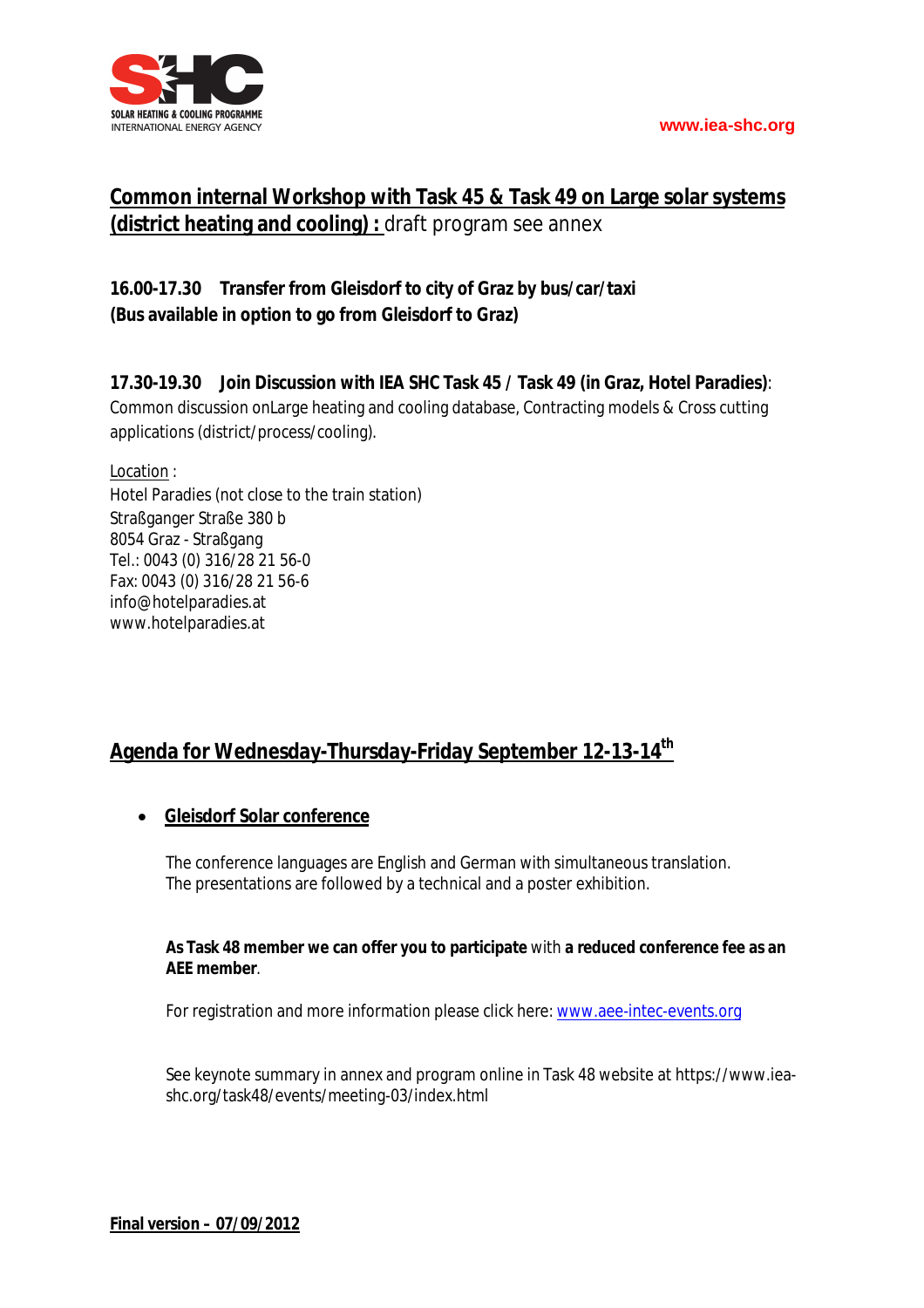**Common internal Workshop with Task 45 & Task 49 on Large solar systems (district heating and cooling) :** draft program see annex

**16.00-17.30 Transfer from Gleisdorf to city of Graz by bus/car/taxi**
**(Bus available in option to go from Gleisdorf to Graz)**

**17.30-19.30 Join Discussion with IEA SHC Task 45 / Task 49 (in Graz, Hotel Paradies)**: Common discussion onLarge heating and cooling database, Contracting models & Cross cutting applications (district/process/cooling).

Location :
Hotel Paradies (not close to the train station)
Straßganger Straße 380 b
8054 Graz - Straßgang
Tel.: 0043 (0) 316/28 21 56-0
Fax: 0043 (0) 316/28 21 56-6
info@hotelparadies.at
www.hotelparadies.at

## Agenda for Wednesday-Thursday-Friday September 12-13-14th

- **Gleisdorf Solar conference**

  The conference languages are English and German with simultaneous translation. The presentations are followed by a technical and a poster exhibition.

  **As Task 48 member we can offer you to participate** with **a reduced conference fee as an AEE member**.

  For registration and more information please click here: www.aee-intec-events.org

  See keynote summary in annex and program online in Task 48 website at https://www.iea-shc.org/task48/events/meeting-03/index.html

**Final version – 07/09/2012**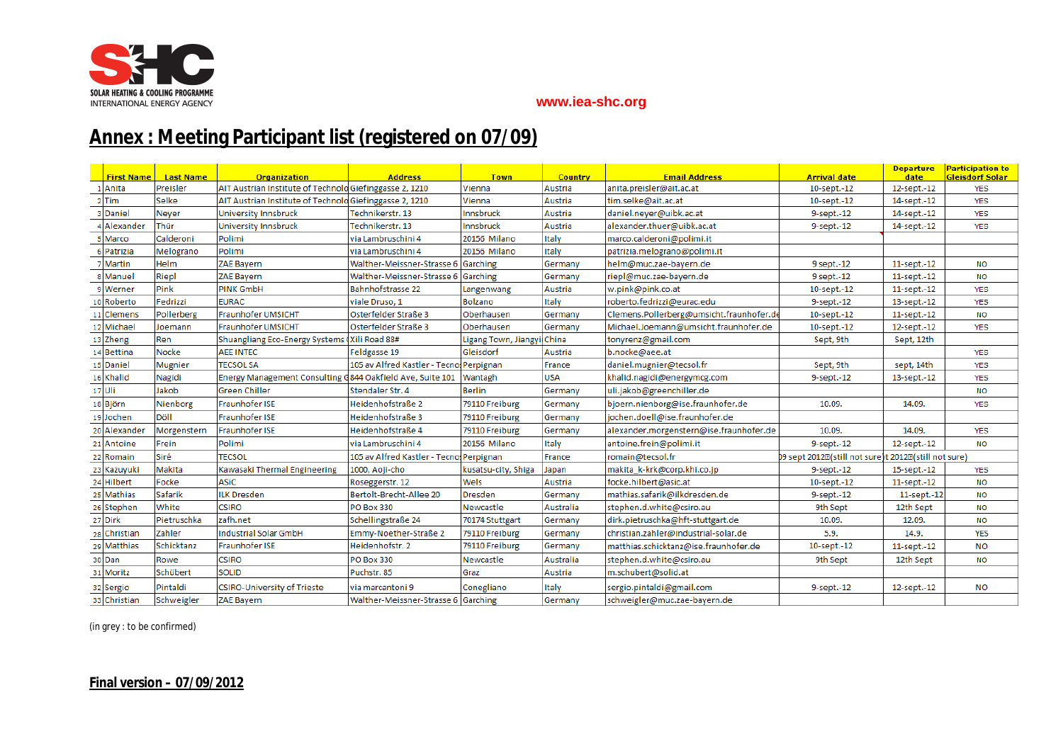SOLAR HEATING & COOLING PROGRAMME
INTERNATIONAL ENERGY AGENCY

www.iea-shc.org

# Annex : Meeting Participant list (registered on 07/09)

| | First Name | Last Name | Organization | Address | Town | Country | Email Address | Arrival date | Departure date | Participation to Gleisdorf Solar |
|---|---|---|---|---|---|---|---|---|---|---|
| 1 | Anita | Preisler | AIT Austrian Institute of Technolo | Giefinggasse 2, 1210 | Vienna | Austria | anita.preisler@ait.ac.at | 10-sept.-12 | 12-sept.-12 | YES |
| 2 | Tim | Selke | AIT Austrian Institute of Technolo | Giefinggasse 2, 1210 | Vienna | Austria | tim.selke@ait.ac.at | 10-sept.-12 | 14-sept.-12 | YES |
| 3 | Daniel | Neyer | University Innsbruck | Technikerstr. 13 | Innsbruck | Austria | daniel.neyer@uibk.ac.at | 9-sept.-12 | 14-sept.-12 | YES |
| 4 | Alexander | Thür | University Innsbruck | Technikerstr. 13 | Innsbruck | Austria | alexander.thuer@uibk.ac.at | 9-sept.-12 | 14-sept.-12 | YES |
| 5 | Marco | Calderoni | Polimi | via Lambruschini 4 | 20156 Milano | Italy | marco.calderoni@polimi.it | | | |
| 6 | Patrizia | Melograno | Polimi | via Lambruschini 4 | 20156 Milano | Italy | patrizia.melograno@polimi.it | | | |
| 7 | Martin | Helm | ZAE Bayern | Walther-Meissner-Strasse 6 | Garching | Germany | helm@muc.zae-bayern.de | 9 sept.-12 | 11-sept.-12 | NO |
| 8 | Manuel | Riepl | ZAE Bayern | Walther-Meissner-Strasse 6 | Garching | Germany | riepl@muc.zae-bayern.de | 9 sept.-12 | 11-sept.-12 | NO |
| 9 | Werner | Pink | PINK GmbH | Bahnhofstrasse 22 | Langenwang | Austria | w.pink@pink.co.at | 10-sept.-12 | 11-sept.-12 | YES |
| 10 | Roberto | Fedrizzi | EURAC | viale Druso, 1 | Bolzano | Italy | roberto.fedrizzi@eurac.edu | 9-sept.-12 | 13-sept.-12 | YES |
| 11 | Clemens | Pollerberg | Fraunhofer UMSICHT | Osterfelder Straße 3 | Oberhausen | Germany | Clemens.Pollerberg@umsicht.fraunhofer.de | 10-sept.-12 | 11-sept.-12 | NO |
| 12 | Michael | Joemann | Fraunhofer UMSICHT | Osterfelder Straße 3 | Oberhausen | Germany | Michael.Joemann@umsicht.fraunhofer.de | 10-sept.-12 | 12-sept.-12 | YES |
| 13 | Zheng | Ren | Shuangliang Eco-Energy Systems | Xili Road 88# | Ligang Town, Jiangyi | China | tonyrenz@gmail.com | Sept, 9th | Sept, 12th | |
| 14 | Bettina | Nocke | AEE INTEC | Feldgasse 19 | Gleisdorf | Austria | b.nocke@aee.at | | | YES |
| 15 | Daniel | Mugnier | TECSOL SA | 105 av Alfred Kastler - Tecno | Perpignan | France | daniel.mugnier@tecsol.fr | Sept, 9th | sept, 14th | YES |
| 16 | Khalid | Nagidi | Energy Management Consulting G | 844 Oakfield Ave, Suite 101 | Wantagh | USA | khalid.nagidi@energymcg.com | 9-sept.-12 | 13-sept.-12 | YES |
| 17 | Uli | Jakob | Green Chiller | Stendaler Str. 4 | Berlin | Germany | uli.jakob@greenchiller.de | | | NO |
| 18 | Björn | Nienborg | Fraunhofer ISE | Heidenhofstraße 2 | 79110 Freiburg | Germany | bjoern.nienborg@ise.fraunhofer.de | 10.09. | 14.09. | YES |
| 19 | Jochen | Döll | Fraunhofer ISE | Heidenhofstraße 3 | 79110 Freiburg | Germany | jochen.doell@ise.fraunhofer.de | | | |
| 20 | Alexander | Morgenstern | Fraunhofer ISE | Heidenhofstraße 4 | 79110 Freiburg | Germany | alexander.morgenstern@ise.fraunhofer.de | 10.09. | 14.09. | YES |
| 21 | Antoine | Frein | Polimi | via Lambruschini 4 | 20156 Milano | Italy | antoine.frein@polimi.it | 9-sept.-12 | 12-sept.-12 | NO |
| 22 | Romain | Siré | TECSOL | 105 av Alfred Kastler - Tecno | Perpignan | France | romain@tecsol.fr | 09 sept 2012 (still not sure) | t 2012 (still not sure) | |
| 23 | Kazuyuki | Makita | Kawasaki Thermal Engineering | 1000, Aoji-cho | kusatsu-city, Shiga | Japan | makita_k-krk@corp.khi.co.jp | 9-sept.-12 | 15-sept.-12 | YES |
| 24 | Hilbert | Focke | ASiC | Roseggerstr. 12 | Wels | Austria | focke.hilbert@asic.at | 10-sept.-12 | 11-sept.-12 | NO |
| 25 | Mathias | Safarik | ILK Dresden | Bertolt-Brecht-Allee 20 | Dresden | Germany | mathias.safarik@ilkdresden.de | 9-sept.-12 | 11-sept.-12 | NO |
| 26 | Stephen | White | CSIRO | PO Box 330 | Newcastle | Australia | stephen.d.white@csiro.au | 9th Sept | 12th Sept | NO |
| 27 | Dirk | Pietruschka | zafh.net | Schellingstraße 24 | 70174 Stuttgart | Germany | dirk.pietruschka@hft-stuttgart.de | 10.09. | 12.09. | NO |
| 28 | Christian | Zahler | Industrial Solar GmbH | Emmy-Noether-Straße 2 | 79110 Freiburg | Germany | christian.zahler@industrial-solar.de | 5.9. | 14.9. | YES |
| 29 | Matthias | Schicktanz | Fraunhofer ISE | Heidenhofstr. 2 | 79110 Freiburg | Germany | matthias.schicktanz@ise.fraunhofer.de | 10-sept.-12 | 11-sept.-12 | NO |
| 30 | Dan | Rowe | CSIRO | PO Box 330 | Newcastle | Australia | stephen.d.white@csiro.au | 9th Sept | 12th Sept | NO |
| 31 | Moritz | Schübert | SOLID | Puchstr. 85 | Graz | Austria | m.schubert@solid.at | | | |
| 32 | Sergio | Pintaldi | CSIRO-University of Trieste | via marcantoni 9 | Conegliano | Italy | sergio.pintaldi@gmail.com | 9-sept.-12 | 12-sept.-12 | NO |
| 33 | Christian | Schweigler | ZAE Bayern | Walther-Meissner-Strasse 6 | Garching | Germany | schweigler@muc.zae-bayern.de | | | |

(in grey : to be confirmed)

**Final version – 07/09/2012**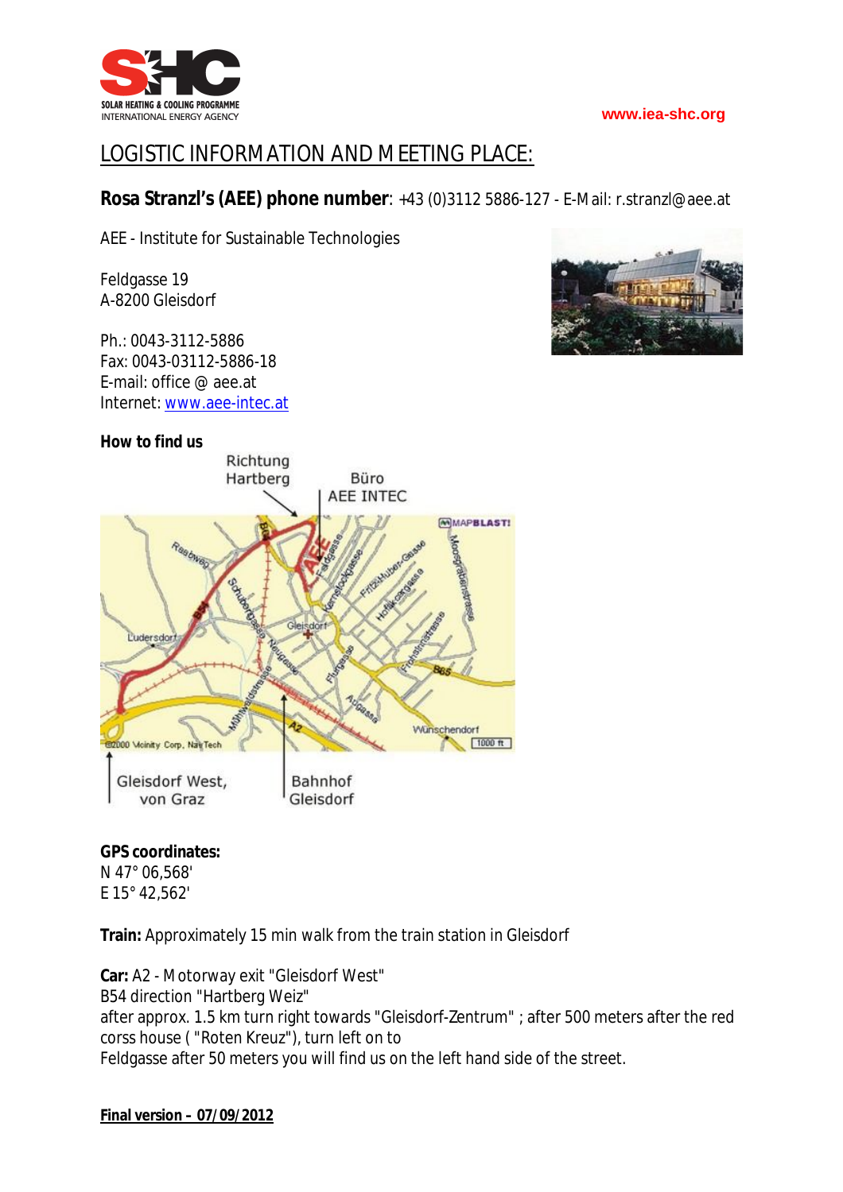# LOGISTIC INFORMATION AND MEETING PLACE:

**Rosa Stranzl's (AEE) phone number**: +43 (0)3112 5886-127 - E-Mail: r.stranzl@aee.at

AEE - Institute for Sustainable Technologies

Feldgasse 19
A-8200 Gleisdorf

Ph.: 0043-3112-5886
Fax: 0043-03112-5886-18
E-mail: office @ aee.at
Internet: www.aee-intec.at

**How to find us**

**GPS coordinates:**
N 47° 06,568'
E 15° 42,562'

**Train:** Approximately 15 min walk from the train station in Gleisdorf

**Car:** A2 - Motorway exit "Gleisdorf West"
B54 direction "Hartberg Weiz"
after approx. 1.5 km turn right towards "Gleisdorf-Zentrum" ; after 500 meters after the red corss house ( "Roten Kreuz"), turn left on to
Feldgasse after 50 meters you will find us on the left hand side of the street.

**Final version – 07/09/2012**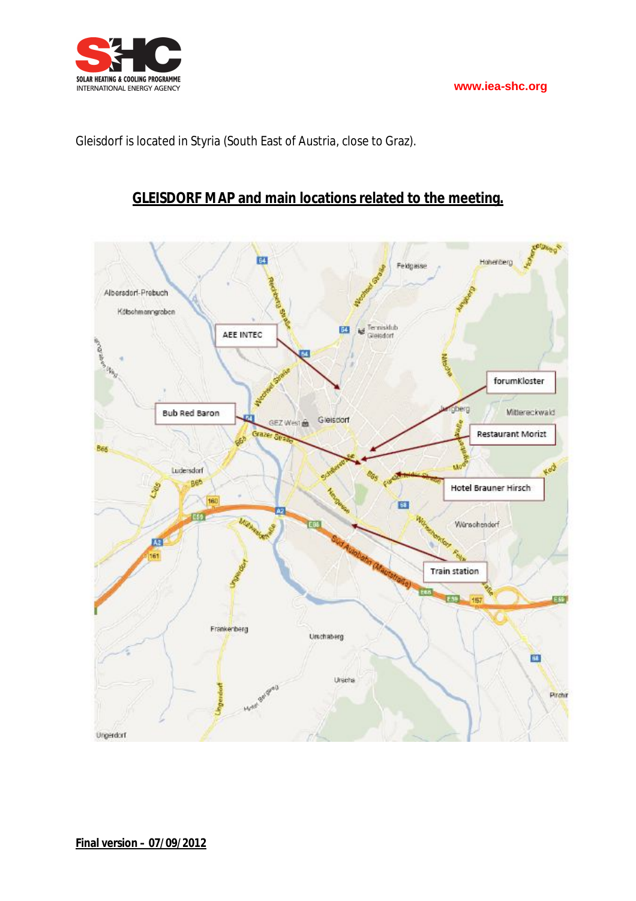Gleisdorf is located in Styria (South East of Austria, close to Graz).

## GLEISDORF MAP and main locations related to the meeting.

**Final version – 07/09/2012**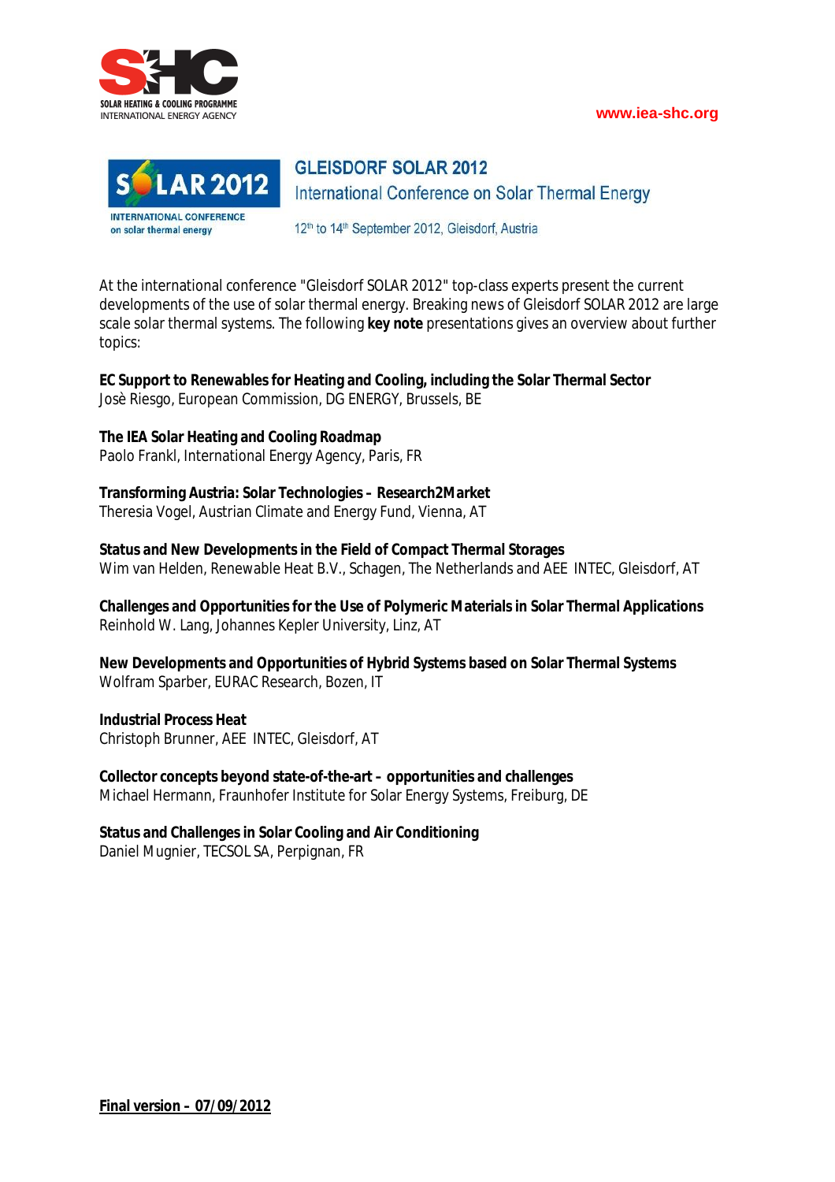SOLAR HEATING & COOLING PROGRAMME
INTERNATIONAL ENERGY AGENCY

www.iea-shc.org

SOLAR 2012
INTERNATIONAL CONFERENCE on solar thermal energy

# GLEISDORF SOLAR 2012

## International Conference on Solar Thermal Energy

12th to 14th September 2012, Gleisdorf, Austria

At the international conference "Gleisdorf SOLAR 2012" top-class experts present the current developments of the use of solar thermal energy. Breaking news of Gleisdorf SOLAR 2012 are large scale solar thermal systems. The following **key note** presentations gives an overview about further topics:

**EC Support to Renewables for Heating and Cooling, including the Solar Thermal Sector**
Josè Riesgo, European Commission, DG ENERGY, Brussels, BE

**The IEA Solar Heating and Cooling Roadmap**
Paolo Frankl, International Energy Agency, Paris, FR

**Transforming Austria: Solar Technologies – Research2Market**
Theresia Vogel, Austrian Climate and Energy Fund, Vienna, AT

**Status and New Developments in the Field of Compact Thermal Storages**
Wim van Helden, Renewable Heat B.V., Schagen, The Netherlands and AEE INTEC, Gleisdorf, AT

**Challenges and Opportunities for the Use of Polymeric Materials in Solar Thermal Applications**
Reinhold W. Lang, Johannes Kepler University, Linz, AT

**New Developments and Opportunities of Hybrid Systems based on Solar Thermal Systems**
Wolfram Sparber, EURAC Research, Bozen, IT

**Industrial Process Heat**
Christoph Brunner, AEE INTEC, Gleisdorf, AT

**Collector concepts beyond state-of-the-art – opportunities and challenges**
Michael Hermann, Fraunhofer Institute for Solar Energy Systems, Freiburg, DE

**Status and Challenges in Solar Cooling and Air Conditioning**
Daniel Mugnier, TECSOL SA, Perpignan, FR

**Final version – 07/09/2012**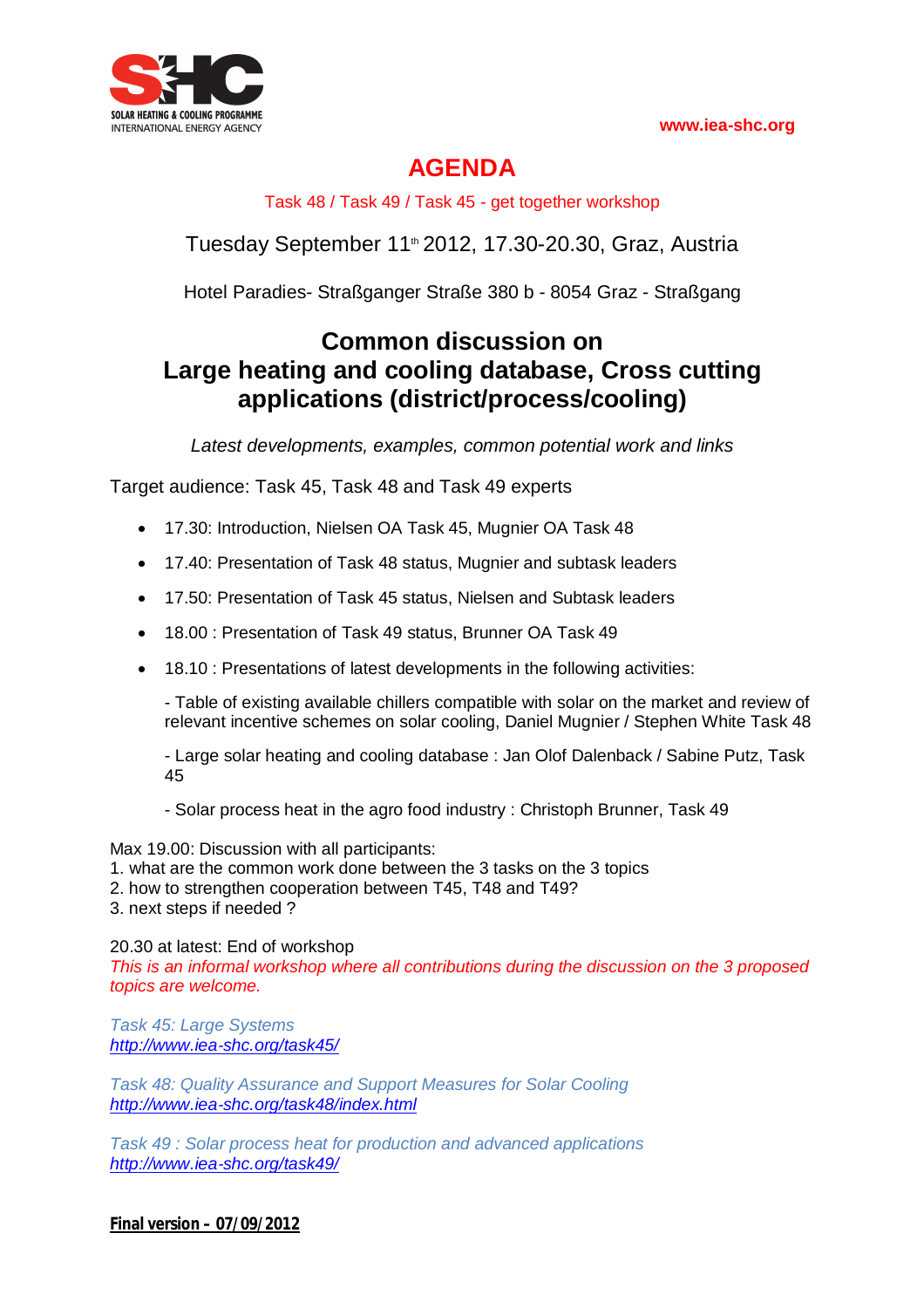SOLAR HEATING & COOLING PROGRAMME
INTERNATIONAL ENERGY AGENCY

www.iea-shc.org

# AGENDA

Task 48 / Task 49 / Task 45 - get together workshop

Tuesday September 11th 2012, 17.30-20.30, Graz, Austria

Hotel Paradies- Straßganger Straße 380 b - 8054 Graz - Straßgang

## Common discussion on Large heating and cooling database, Cross cutting applications (district/process/cooling)

*Latest developments, examples, common potential work and links*

Target audience: Task 45, Task 48 and Task 49 experts

- 17.30: Introduction, Nielsen OA Task 45, Mugnier OA Task 48
- 17.40: Presentation of Task 48 status, Mugnier and subtask leaders
- 17.50: Presentation of Task 45 status, Nielsen and Subtask leaders
- 18.00 : Presentation of Task 49 status, Brunner OA Task 49
- 18.10 : Presentations of latest developments in the following activities:

  - Table of existing available chillers compatible with solar on the market and review of relevant incentive schemes on solar cooling, Daniel Mugnier / Stephen White Task 48

  - Large solar heating and cooling database : Jan Olof Dalenback / Sabine Putz, Task 45

  - Solar process heat in the agro food industry : Christoph Brunner, Task 49

Max 19.00: Discussion with all participants:
1. what are the common work done between the 3 tasks on the 3 topics
2. how to strengthen cooperation between T45, T48 and T49?
3. next steps if needed ?

20.30 at latest: End of workshop
*This is an informal workshop where all contributions during the discussion on the 3 proposed topics are welcome.*

*Task 45: Large Systems*
*http://www.iea-shc.org/task45/*

*Task 48: Quality Assurance and Support Measures for Solar Cooling*
*http://www.iea-shc.org/task48/index.html*

*Task 49 : Solar process heat for production and advanced applications*
*http://www.iea-shc.org/task49/*

**Final version – 07/09/2012**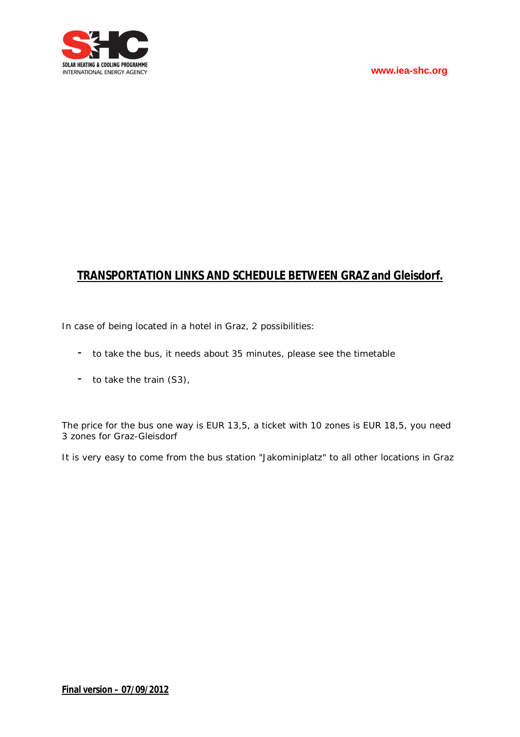## TRANSPORTATION LINKS AND SCHEDULE BETWEEN GRAZ and Gleisdorf.

In case of being located in a hotel in Graz, 2 possibilities:

- to take the bus, it needs about 35 minutes, please see the timetable
- to take the train (S3),

The price for the bus one way is EUR 13,5, a ticket with 10 zones is EUR 18,5, you need 3 zones for Graz-Gleisdorf

It is very easy to come from the bus station "Jakominiplatz" to all other locations in Graz